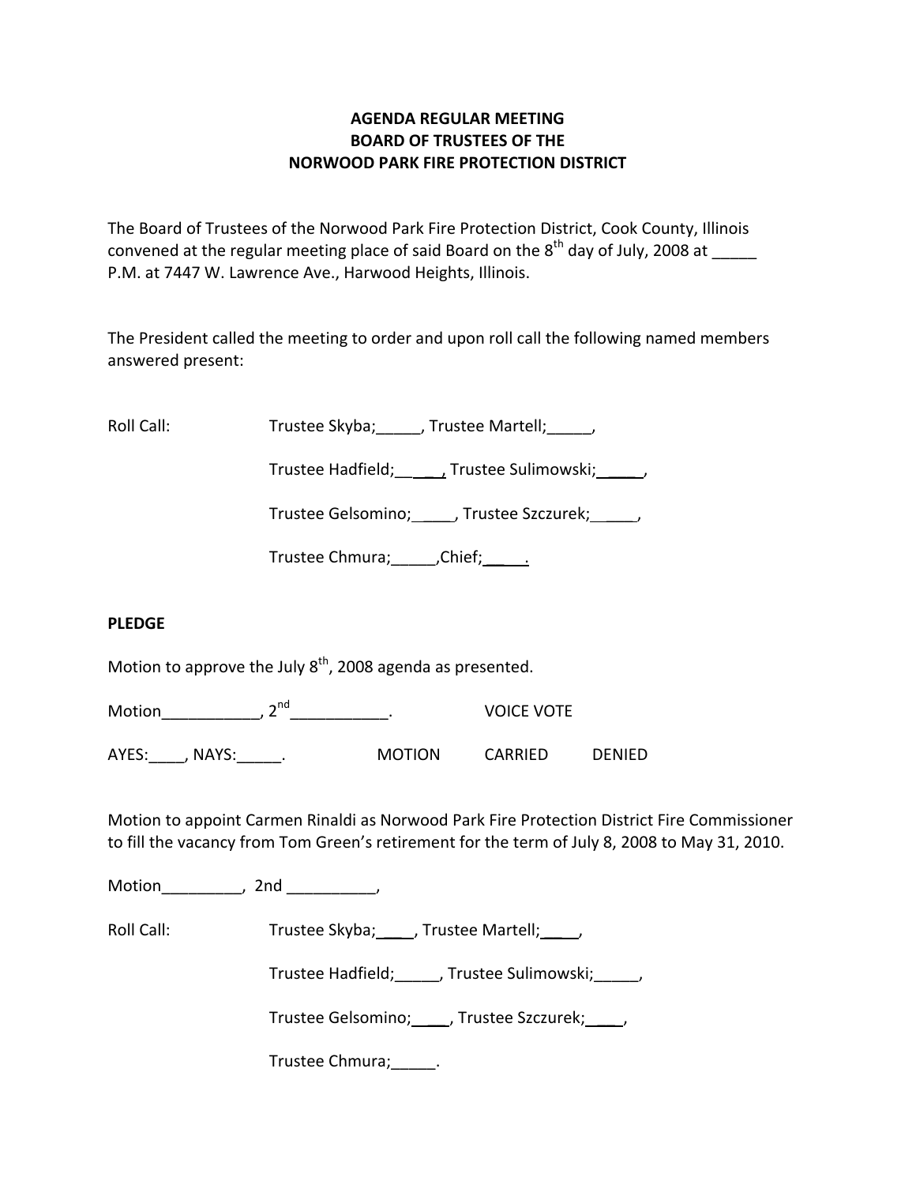**AGENDA REGULAR MEETING**
**BOARD OF TRUSTEES OF THE**
**NORWOOD PARK FIRE PROTECTION DISTRICT**

The Board of Trustees of the Norwood Park Fire Protection District, Cook County, Illinois convened at the regular meeting place of said Board on the 8th day of July, 2008 at _____ P.M. at 7447 W. Lawrence Ave., Harwood Heights, Illinois.

The President called the meeting to order and upon roll call the following named members answered present:

Roll Call: Trustee Skyba;_____, Trustee Martell;_____,

Trustee Hadfield;_____, Trustee Sulimowski;_____,

Trustee Gelsomino;____, Trustee Szczurek;_____,

Trustee Chmura;_____,Chief;_____.

**PLEDGE**

Motion to approve the July 8th, 2008 agenda as presented.

Motion___________, 2nd___________. VOICE VOTE

AYES:____, NAYS:_____. MOTION CARRIED DENIED

Motion to appoint Carmen Rinaldi as Norwood Park Fire Protection District Fire Commissioner to fill the vacancy from Tom Green's retirement for the term of July 8, 2008 to May 31, 2010.

Motion_________, 2nd __________,

Roll Call: Trustee Skyba;____, Trustee Martell;____,

Trustee Hadfield;_____, Trustee Sulimowski;_____,

Trustee Gelsomino;____, Trustee Szczurek;____,

Trustee Chmura;_____.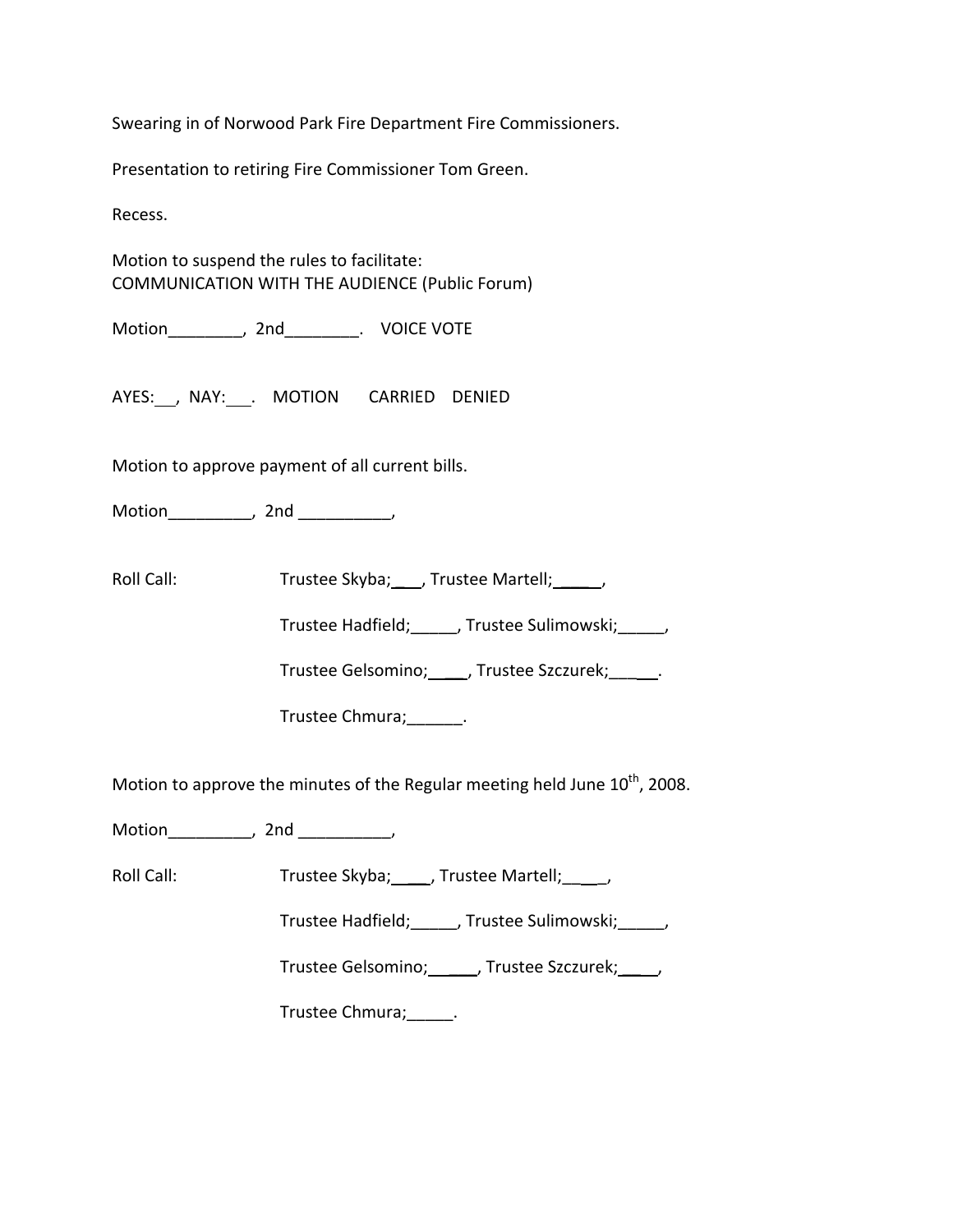Swearing in of Norwood Park Fire Department Fire Commissioners.

Presentation to retiring Fire Commissioner Tom Green.

Recess.

Motion to suspend the rules to facilitate:
COMMUNICATION WITH THE AUDIENCE (Public Forum)

Motion________, 2nd________. VOICE VOTE

AYES:__, NAY:___. MOTION CARRIED DENIED

Motion to approve payment of all current bills.

Motion_________, 2nd __________,

Roll Call: Trustee Skyba;___, Trustee Martell;_____,

Trustee Hadfield;_____, Trustee Sulimowski;_____,

Trustee Gelsomino;____, Trustee Szczurek;_____.

Trustee Chmura;______.

Motion to approve the minutes of the Regular meeting held June 10th, 2008.

Motion_________, 2nd __________,

Roll Call: Trustee Skyba;____, Trustee Martell;_____,

Trustee Hadfield;_____, Trustee Sulimowski;_____,

Trustee Gelsomino;_____, Trustee Szczurek;____,

Trustee Chmura;_____.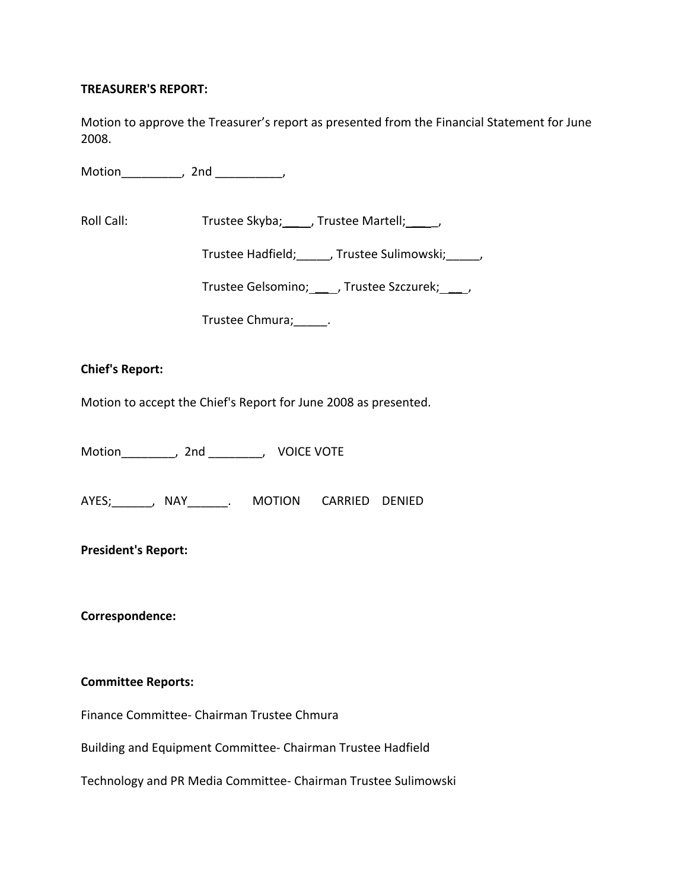**TREASURER'S REPORT:**

Motion to approve the Treasurer's report as presented from the Financial Statement for June 2008.

Motion_________, 2nd __________,

Roll Call: Trustee Skyba;____, Trustee Martell;_____,

Trustee Hadfield;_____, Trustee Sulimowski;_____,

Trustee Gelsomino;____, Trustee Szczurek;____,

Trustee Chmura;_____.

**Chief's Report:**

Motion to accept the Chief's Report for June 2008 as presented.

Motion________, 2nd ________, VOICE VOTE

AYES;______, NAY______. MOTION CARRIED DENIED

**President's Report:**

**Correspondence:**

**Committee Reports:**

Finance Committee- Chairman Trustee Chmura

Building and Equipment Committee- Chairman Trustee Hadfield

Technology and PR Media Committee- Chairman Trustee Sulimowski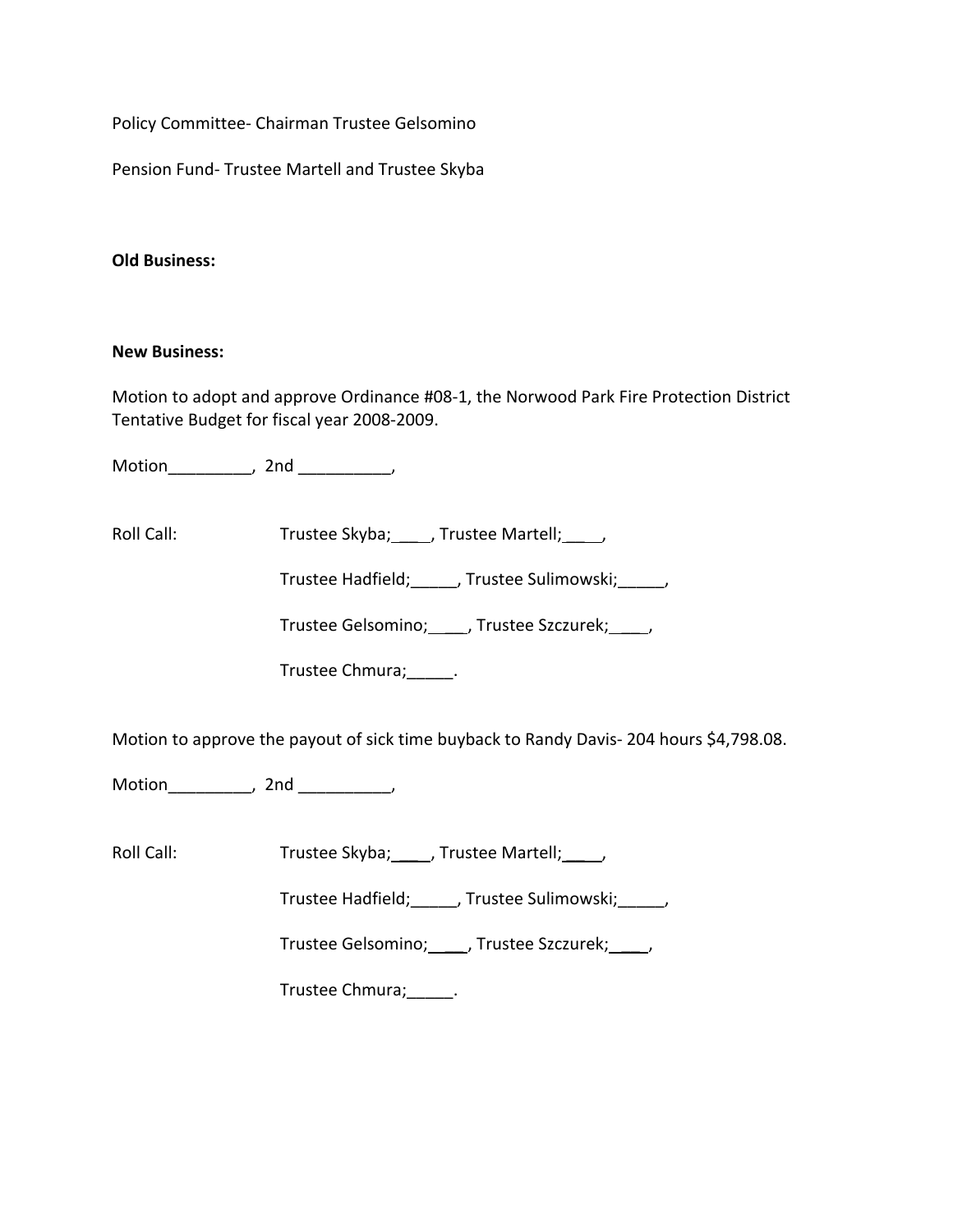Policy Committee- Chairman Trustee Gelsomino

Pension Fund- Trustee Martell and Trustee Skyba

**Old Business:**

**New Business:**

Motion to adopt and approve Ordinance #08-1, the Norwood Park Fire Protection District Tentative Budget for fiscal year 2008-2009.

Motion_________, 2nd __________,

Roll Call: Trustee Skyba;____, Trustee Martell;____,

Trustee Hadfield;_____, Trustee Sulimowski;_____,

Trustee Gelsomino;____, Trustee Szczurek;____,

Trustee Chmura;_____.

Motion to approve the payout of sick time buyback to Randy Davis- 204 hours $4,798.08.

Motion_________, 2nd __________,

Roll Call: Trustee Skyba;____, Trustee Martell;____,

Trustee Hadfield;_____, Trustee Sulimowski;_____,

Trustee Gelsomino;____, Trustee Szczurek;____,

Trustee Chmura;_____.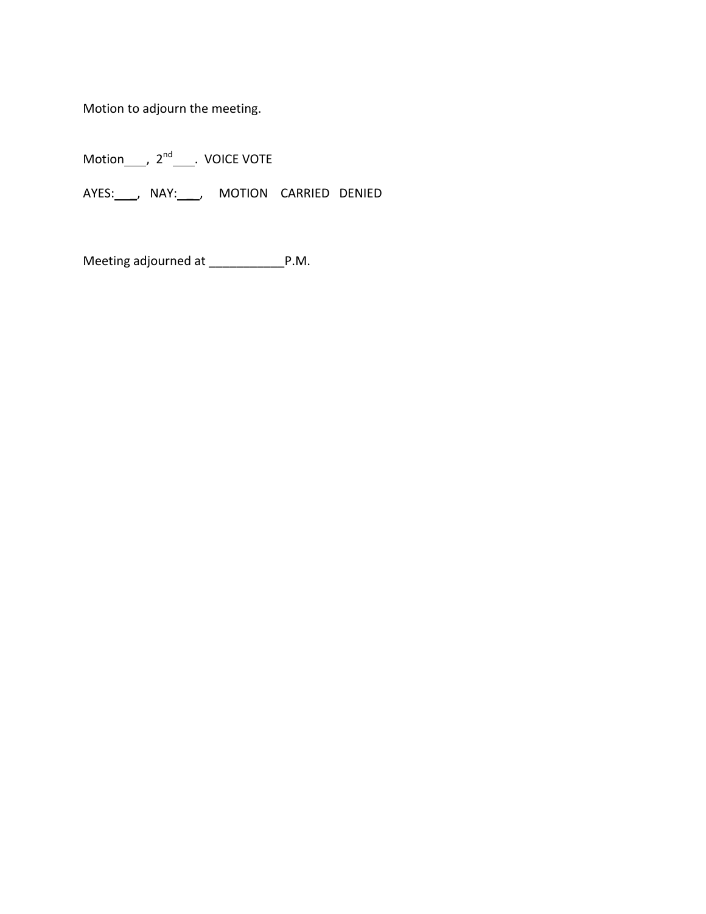Motion to adjourn the meeting.

Motion___, 2nd___. VOICE VOTE

AYES:___, NAY:___, MOTION CARRIED DENIED

Meeting adjourned at ___________P.M.